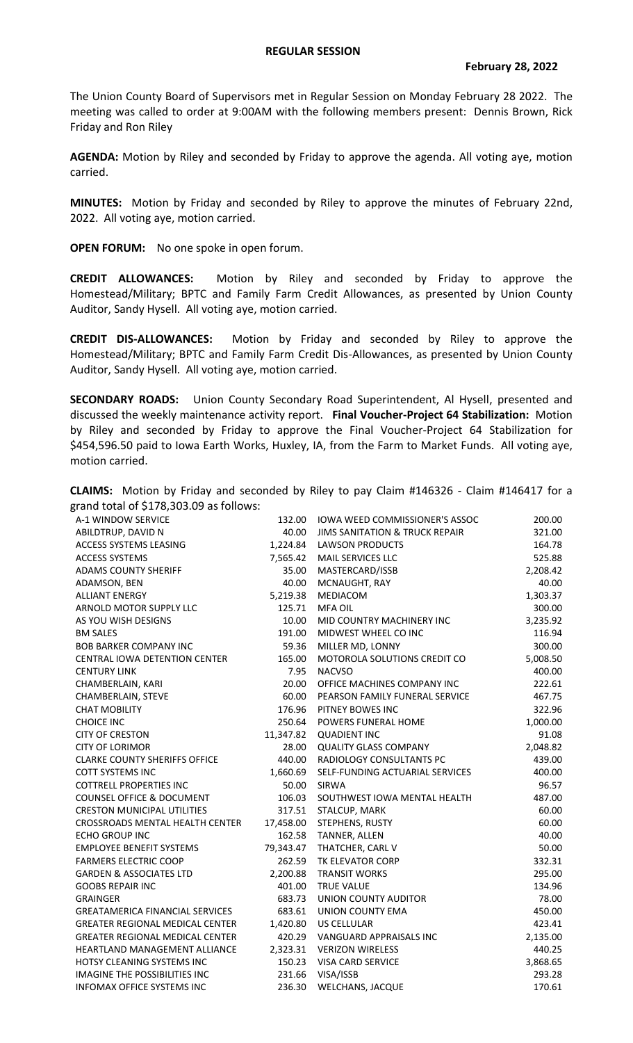# REGULAR SESSION

**February 28, 2022**

The Union County Board of Supervisors met in Regular Session on Monday February 28 2022. The meeting was called to order at 9:00AM with the following members present: Dennis Brown, Rick Friday and Ron Riley

**AGENDA:** Motion by Riley and seconded by Friday to approve the agenda. All voting aye, motion carried.

**MINUTES:** Motion by Friday and seconded by Riley to approve the minutes of February 22nd, 2022. All voting aye, motion carried.

**OPEN FORUM:** No one spoke in open forum.

**CREDIT ALLOWANCES:** Motion by Riley and seconded by Friday to approve the Homestead/Military; BPTC and Family Farm Credit Allowances, as presented by Union County Auditor, Sandy Hysell. All voting aye, motion carried.

**CREDIT DIS-ALLOWANCES:** Motion by Friday and seconded by Riley to approve the Homestead/Military; BPTC and Family Farm Credit Dis-Allowances, as presented by Union County Auditor, Sandy Hysell. All voting aye, motion carried.

**SECONDARY ROADS:** Union County Secondary Road Superintendent, Al Hysell, presented and discussed the weekly maintenance activity report. **Final Voucher-Project 64 Stabilization:** Motion by Riley and seconded by Friday to approve the Final Voucher-Project 64 Stabilization for $454,596.50 paid to Iowa Earth Works, Huxley, IA, from the Farm to Market Funds. All voting aye, motion carried.

**CLAIMS:** Motion by Friday and seconded by Riley to pay Claim #146326 - Claim #146417 for a grand total of $178,303.09 as follows:

| | | | |
|---|---|---|---|
| A-1 WINDOW SERVICE | 132.00 | IOWA WEED COMMISSIONER'S ASSOC | 200.00 |
| ABILDTRUP, DAVID N | 40.00 | JIMS SANITATION & TRUCK REPAIR | 321.00 |
| ACCESS SYSTEMS LEASING | 1,224.84 | LAWSON PRODUCTS | 164.78 |
| ACCESS SYSTEMS | 7,565.42 | MAIL SERVICES LLC | 525.88 |
| ADAMS COUNTY SHERIFF | 35.00 | MASTERCARD/ISSB | 2,208.42 |
| ADAMSON, BEN | 40.00 | MCNAUGHT, RAY | 40.00 |
| ALLIANT ENERGY | 5,219.38 | MEDIACOM | 1,303.37 |
| ARNOLD MOTOR SUPPLY LLC | 125.71 | MFA OIL | 300.00 |
| AS YOU WISH DESIGNS | 10.00 | MID COUNTRY MACHINERY INC | 3,235.92 |
| BM SALES | 191.00 | MIDWEST WHEEL CO INC | 116.94 |
| BOB BARKER COMPANY INC | 59.36 | MILLER MD, LONNY | 300.00 |
| CENTRAL IOWA DETENTION CENTER | 165.00 | MOTOROLA SOLUTIONS CREDIT CO | 5,008.50 |
| CENTURY LINK | 7.95 | NACVSO | 400.00 |
| CHAMBERLAIN, KARI | 20.00 | OFFICE MACHINES COMPANY INC | 222.61 |
| CHAMBERLAIN, STEVE | 60.00 | PEARSON FAMILY FUNERAL SERVICE | 467.75 |
| CHAT MOBILITY | 176.96 | PITNEY BOWES INC | 322.96 |
| CHOICE INC | 250.64 | POWERS FUNERAL HOME | 1,000.00 |
| CITY OF CRESTON | 11,347.82 | QUADIENT INC | 91.08 |
| CITY OF LORIMOR | 28.00 | QUALITY GLASS COMPANY | 2,048.82 |
| CLARKE COUNTY SHERIFFS OFFICE | 440.00 | RADIOLOGY CONSULTANTS PC | 439.00 |
| COTT SYSTEMS INC | 1,660.69 | SELF-FUNDING ACTUARIAL SERVICES | 400.00 |
| COTTRELL PROPERTIES INC | 50.00 | SIRWA | 96.57 |
| COUNSEL OFFICE & DOCUMENT | 106.03 | SOUTHWEST IOWA MENTAL HEALTH | 487.00 |
| CRESTON MUNICIPAL UTILITIES | 317.51 | STALCUP, MARK | 60.00 |
| CROSSROADS MENTAL HEALTH CENTER | 17,458.00 | STEPHENS, RUSTY | 60.00 |
| ECHO GROUP INC | 162.58 | TANNER, ALLEN | 40.00 |
| EMPLOYEE BENEFIT SYSTEMS | 79,343.47 | THATCHER, CARL V | 50.00 |
| FARMERS ELECTRIC COOP | 262.59 | TK ELEVATOR CORP | 332.31 |
| GARDEN & ASSOCIATES LTD | 2,200.88 | TRANSIT WORKS | 295.00 |
| GOOBS REPAIR INC | 401.00 | TRUE VALUE | 134.96 |
| GRAINGER | 683.73 | UNION COUNTY AUDITOR | 78.00 |
| GREATAMERICA FINANCIAL SERVICES | 683.61 | UNION COUNTY EMA | 450.00 |
| GREATER REGIONAL MEDICAL CENTER | 1,420.80 | US CELLULAR | 423.41 |
| GREATER REGIONAL MEDICAL CENTER | 420.29 | VANGUARD APPRAISALS INC | 2,135.00 |
| HEARTLAND MANAGEMENT ALLIANCE | 2,323.31 | VERIZON WIRELESS | 440.25 |
| HOTSY CLEANING SYSTEMS INC | 150.23 | VISA CARD SERVICE | 3,868.65 |
| IMAGINE THE POSSIBILITIES INC | 231.66 | VISA/ISSB | 293.28 |
| INFOMAX OFFICE SYSTEMS INC | 236.30 | WELCHANS, JACQUE | 170.61 |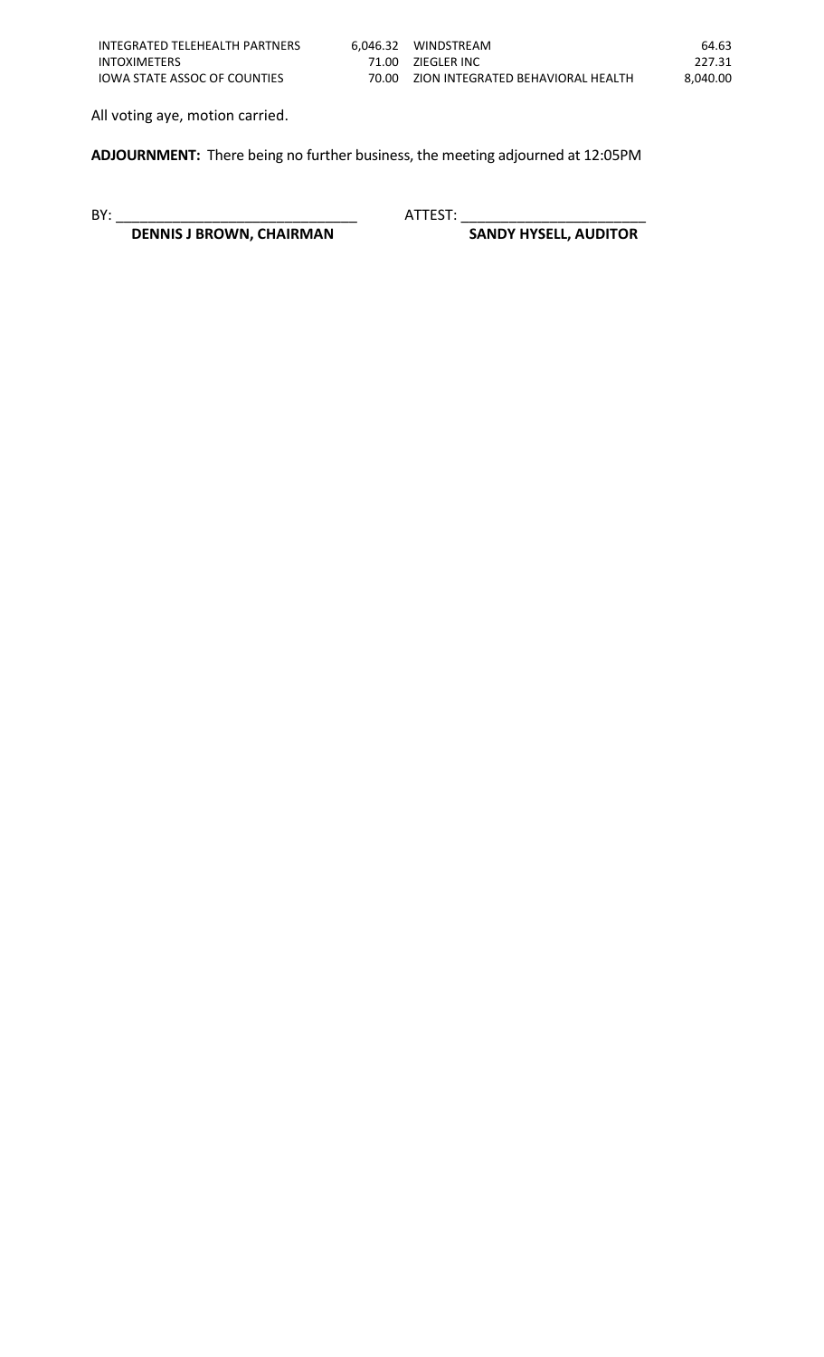| | | | |
|---|---|---|---|
| INTEGRATED TELEHEALTH PARTNERS | 6,046.32 | WINDSTREAM | 64.63 |
| INTOXIMETERS | 71.00 | ZIEGLER INC | 227.31 |
| IOWA STATE ASSOC OF COUNTIES | 70.00 | ZION INTEGRATED BEHAVIORAL HEALTH | 8,040.00 |

All voting aye, motion carried.

**ADJOURNMENT:** There being no further business, the meeting adjourned at 12:05PM

BY: ______________________________ ATTEST: ______________________

**DENNIS J BROWN, CHAIRMAN** **SANDY HYSELL, AUDITOR**